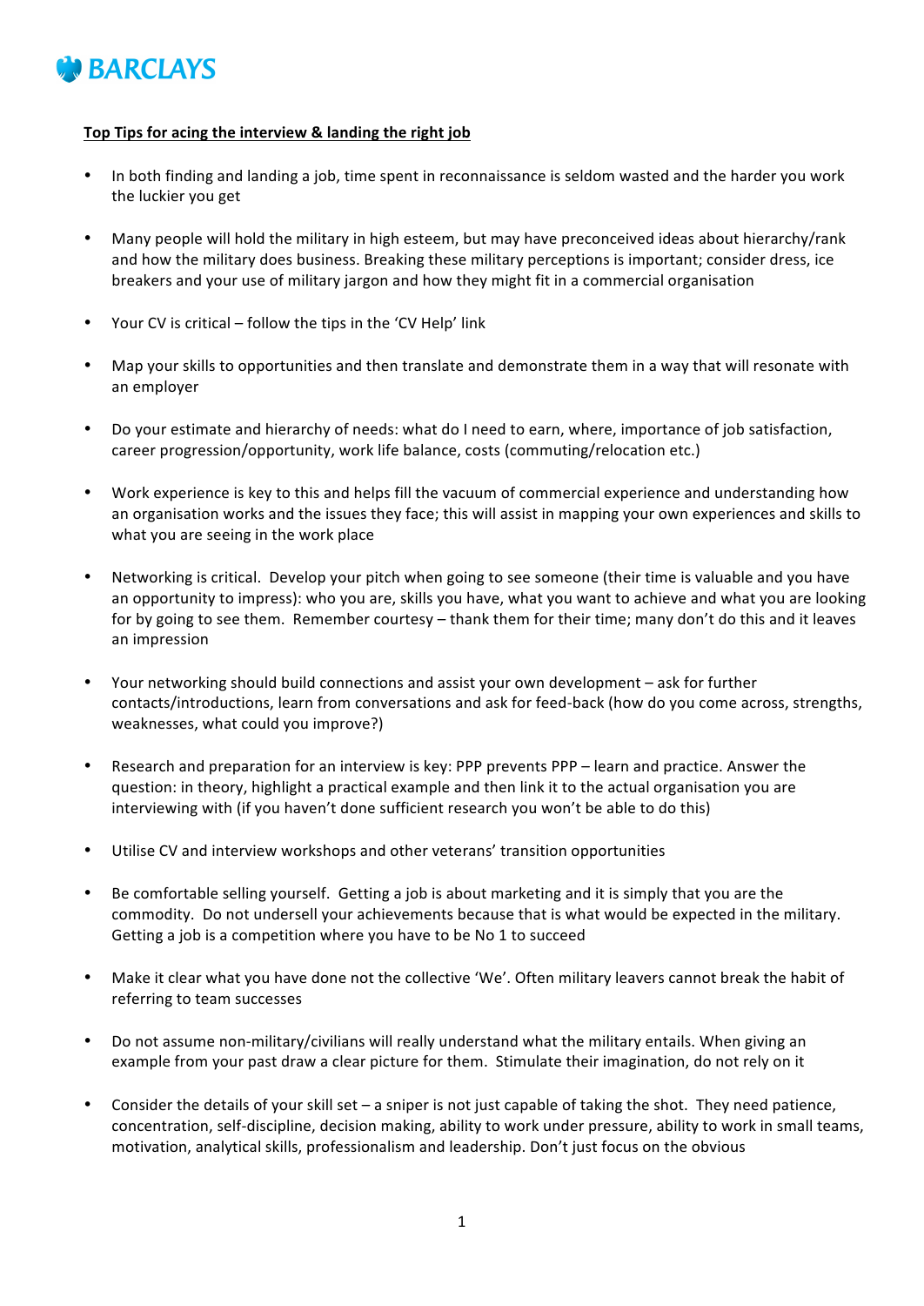BARCLAYS

**Top Tips for acing the interview & landing the right job**

- In both finding and landing a job, time spent in reconnaissance is seldom wasted and the harder you work the luckier you get

- Many people will hold the military in high esteem, but may have preconceived ideas about hierarchy/rank and how the military does business. Breaking these military perceptions is important; consider dress, ice breakers and your use of military jargon and how they might fit in a commercial organisation

- Your CV is critical – follow the tips in the 'CV Help' link

- Map your skills to opportunities and then translate and demonstrate them in a way that will resonate with an employer

- Do your estimate and hierarchy of needs: what do I need to earn, where, importance of job satisfaction, career progression/opportunity, work life balance, costs (commuting/relocation etc.)

- Work experience is key to this and helps fill the vacuum of commercial experience and understanding how an organisation works and the issues they face; this will assist in mapping your own experiences and skills to what you are seeing in the work place

- Networking is critical. Develop your pitch when going to see someone (their time is valuable and you have an opportunity to impress): who you are, skills you have, what you want to achieve and what you are looking for by going to see them. Remember courtesy – thank them for their time; many don't do this and it leaves an impression

- Your networking should build connections and assist your own development – ask for further contacts/introductions, learn from conversations and ask for feed-back (how do you come across, strengths, weaknesses, what could you improve?)

- Research and preparation for an interview is key: PPP prevents PPP – learn and practice. Answer the question: in theory, highlight a practical example and then link it to the actual organisation you are interviewing with (if you haven't done sufficient research you won't be able to do this)

- Utilise CV and interview workshops and other veterans' transition opportunities

- Be comfortable selling yourself. Getting a job is about marketing and it is simply that you are the commodity. Do not undersell your achievements because that is what would be expected in the military. Getting a job is a competition where you have to be No 1 to succeed

- Make it clear what you have done not the collective 'We'. Often military leavers cannot break the habit of referring to team successes

- Do not assume non-military/civilians will really understand what the military entails. When giving an example from your past draw a clear picture for them. Stimulate their imagination, do not rely on it

- Consider the details of your skill set – a sniper is not just capable of taking the shot. They need patience, concentration, self-discipline, decision making, ability to work under pressure, ability to work in small teams, motivation, analytical skills, professionalism and leadership. Don't just focus on the obvious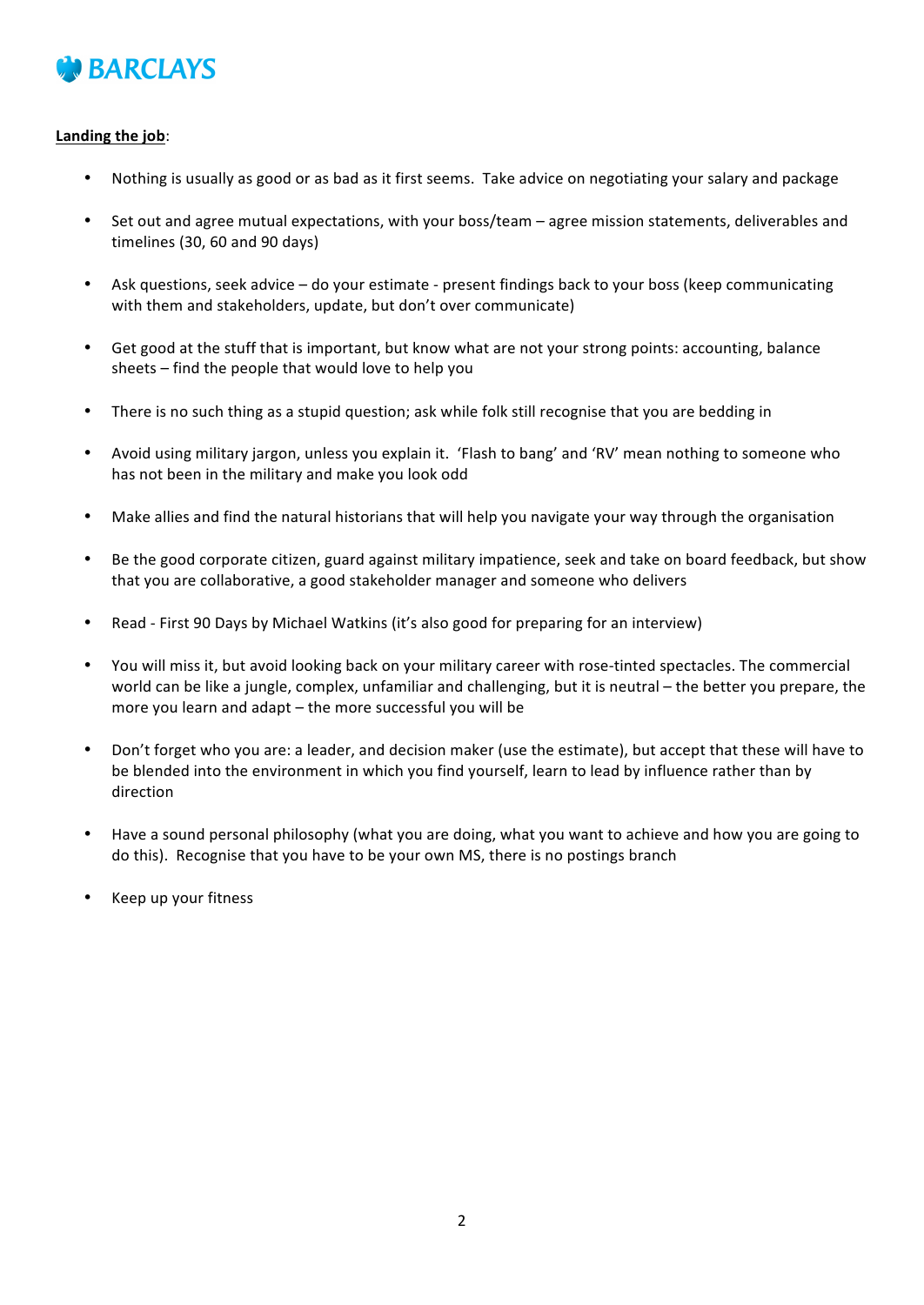BARCLAYS

**Landing the job**:

- Nothing is usually as good or as bad as it first seems. Take advice on negotiating your salary and package
- Set out and agree mutual expectations, with your boss/team – agree mission statements, deliverables and timelines (30, 60 and 90 days)
- Ask questions, seek advice – do your estimate - present findings back to your boss (keep communicating with them and stakeholders, update, but don't over communicate)
- Get good at the stuff that is important, but know what are not your strong points: accounting, balance sheets – find the people that would love to help you
- There is no such thing as a stupid question; ask while folk still recognise that you are bedding in
- Avoid using military jargon, unless you explain it. 'Flash to bang' and 'RV' mean nothing to someone who has not been in the military and make you look odd
- Make allies and find the natural historians that will help you navigate your way through the organisation
- Be the good corporate citizen, guard against military impatience, seek and take on board feedback, but show that you are collaborative, a good stakeholder manager and someone who delivers
- Read - First 90 Days by Michael Watkins (it's also good for preparing for an interview)
- You will miss it, but avoid looking back on your military career with rose-tinted spectacles. The commercial world can be like a jungle, complex, unfamiliar and challenging, but it is neutral – the better you prepare, the more you learn and adapt – the more successful you will be
- Don't forget who you are: a leader, and decision maker (use the estimate), but accept that these will have to be blended into the environment in which you find yourself, learn to lead by influence rather than by direction
- Have a sound personal philosophy (what you are doing, what you want to achieve and how you are going to do this). Recognise that you have to be your own MS, there is no postings branch
- Keep up your fitness